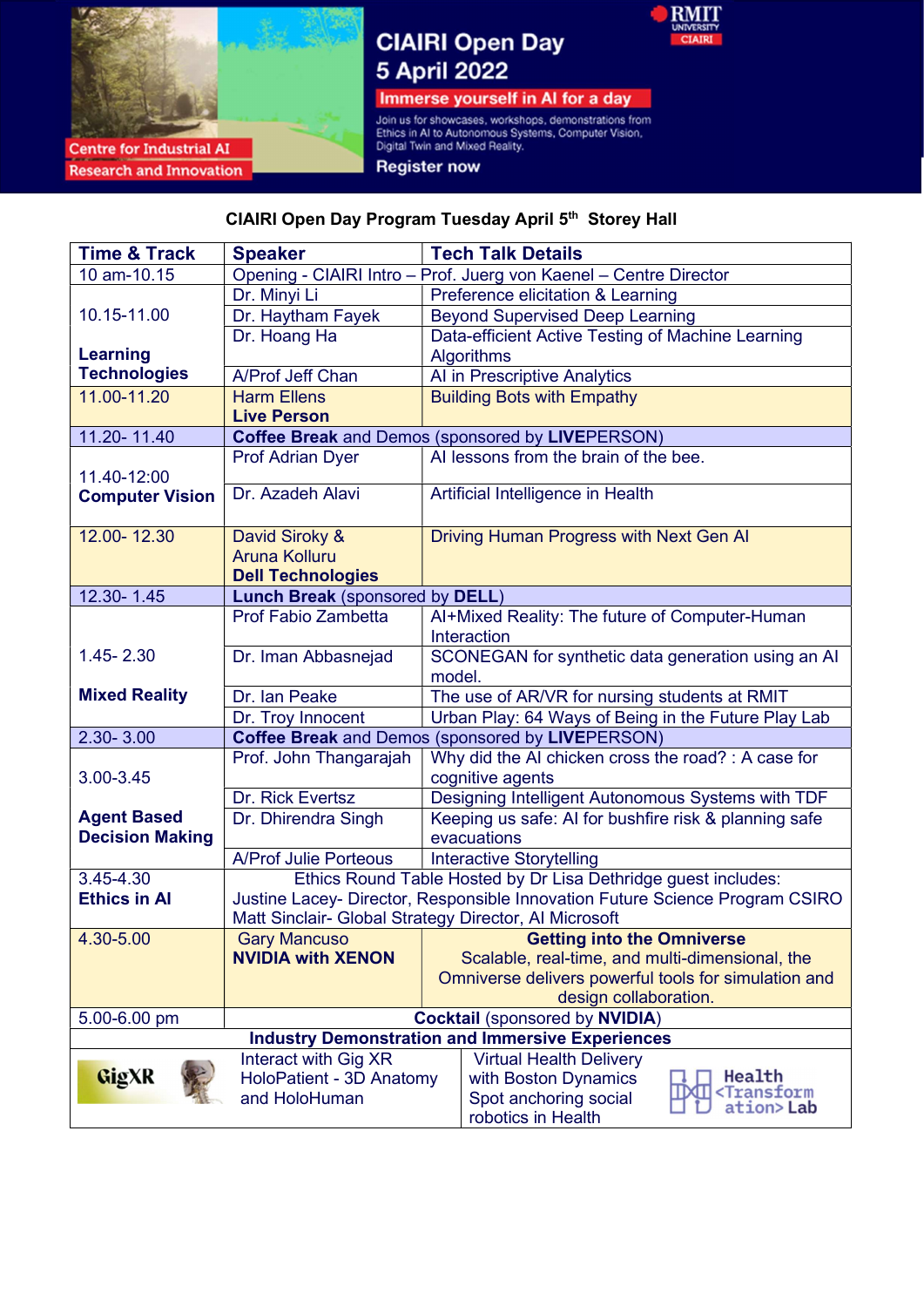# CIAIRI Open Day

## 5 April 2022

**Immerse yourself in AI for a day**

Join us for showcases, workshops, demonstrations from Ethics in AI to Autonomous Systems, Computer Vision, Digital Twin and Mixed Reality.

**Register now**

RMIT UNIVERSITY CIAIRI

Centre for Industrial AI Research and Innovation

### CIAIRI Open Day Program Tuesday April 5th Storey Hall

| Time & Track | Speaker | Tech Talk Details |
|---|---|---|
| 10 am-10.15 | Opening - CIAIRI Intro – Prof. Juerg von Kaenel – Centre Director | |
| 10.15-11.00 **Learning Technologies** | Dr. Minyi Li | Preference elicitation & Learning |
| | Dr. Haytham Fayek | Beyond Supervised Deep Learning |
| | Dr. Hoang Ha | Data-efficient Active Testing of Machine Learning Algorithms |
| | A/Prof Jeff Chan | AI in Prescriptive Analytics |
| 11.00-11.20 | Harm Ellens **Live Person** | Building Bots with Empathy |
| 11.20- 11.40 | **Coffee Break** and Demos (sponsored by **LIVE**PERSON) | |
| 11.40-12:00 **Computer Vision** | Prof Adrian Dyer | AI lessons from the brain of the bee. |
| | Dr. Azadeh Alavi | Artificial Intelligence in Health |
| 12.00- 12.30 | David Siroky & Aruna Kolluru **Dell Technologies** | Driving Human Progress with Next Gen AI |
| 12.30- 1.45 | **Lunch Break** (sponsored by **DELL**) | |
| 1.45- 2.30 **Mixed Reality** | Prof Fabio Zambetta | AI+Mixed Reality: The future of Computer-Human Interaction |
| | Dr. Iman Abbasnejad | SCONEGAN for synthetic data generation using an AI model. |
| | Dr. Ian Peake | The use of AR/VR for nursing students at RMIT |
| | Dr. Troy Innocent | Urban Play: 64 Ways of Being in the Future Play Lab |
| 2.30- 3.00 | **Coffee Break** and Demos (sponsored by **LIVE**PERSON) | |
| 3.00-3.45 **Agent Based Decision Making** | Prof. John Thangarajah | Why did the AI chicken cross the road? : A case for cognitive agents |
| | Dr. Rick Evertsz | Designing Intelligent Autonomous Systems with TDF |
| | Dr. Dhirendra Singh | Keeping us safe: AI for bushfire risk & planning safe evacuations |
| | A/Prof Julie Porteous | Interactive Storytelling |
| 3.45-4.30 **Ethics in AI** | Ethics Round Table Hosted by Dr Lisa Dethridge guest includes: Justine Lacey- Director, Responsible Innovation Future Science Program CSIRO Matt Sinclair- Global Strategy Director, AI Microsoft | |
| 4.30-5.00 | Gary Mancuso **NVIDIA with XENON** | **Getting into the Omniverse** Scalable, real-time, and multi-dimensional, the Omniverse delivers powerful tools for simulation and design collaboration. |
| 5.00-6.00 pm | **Cocktail** (sponsored by **NVIDIA**) | |

**Industry Demonstration and Immersive Experiences**

| GigXR | Interact with Gig XR HoloPatient - 3D Anatomy and HoloHuman | Virtual Health Delivery with Boston Dynamics Spot anchoring social robotics in Health | Health <Transformation> Lab |
|---|---|---|---|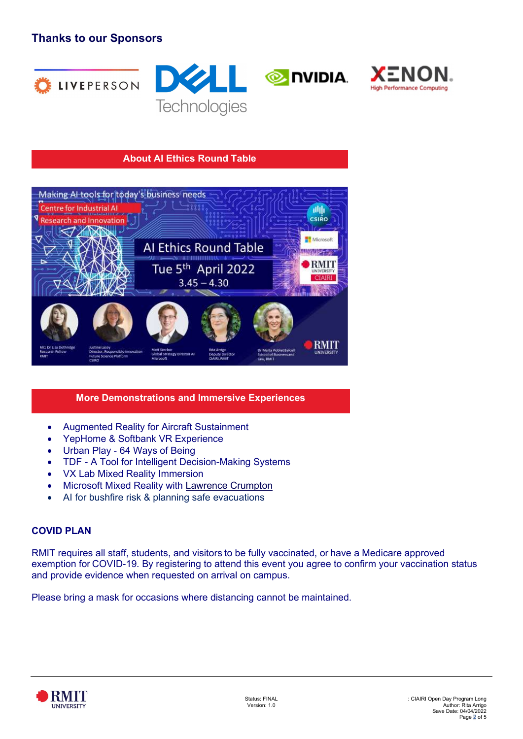## Thanks to our Sponsors

LIVEPERSON   DELL Technologies   NVIDIA   XENON High Performance Computing

## About AI Ethics Round Table

Making AI tools for today's business needs

Centre for Industrial AI Research and Innovation

AI Ethics Round Table

Tue 5th April 2022

3.45 – 4.30

MC: Dr Lisa Dethridge, Research Fellow, RMIT

Justine Lacey, Director, Responsible Innovation Future Science Platform, CSIRO

Matt Sinclair, Global Strategy Director AI, Microsoft

Rita Arrigo, Deputy Director, CIAIRI, RMIT

Dr Marta Poblet Balcell, School of Business and Law, RMIT

## More Demonstrations and Immersive Experiences

- Augmented Reality for Aircraft Sustainment
- YepHome & Softbank VR Experience
- Urban Play - 64 Ways of Being
- TDF - A Tool for Intelligent Decision-Making Systems
- VX Lab Mixed Reality Immersion
- Microsoft Mixed Reality with Lawrence Crumpton
- AI for bushfire risk & planning safe evacuations

**COVID PLAN**

RMIT requires all staff, students, and visitors to be fully vaccinated, or have a Medicare approved exemption for COVID-19. By registering to attend this event you agree to confirm your vaccination status and provide evidence when requested on arrival on campus.

Please bring a mask for occasions where distancing cannot be maintained.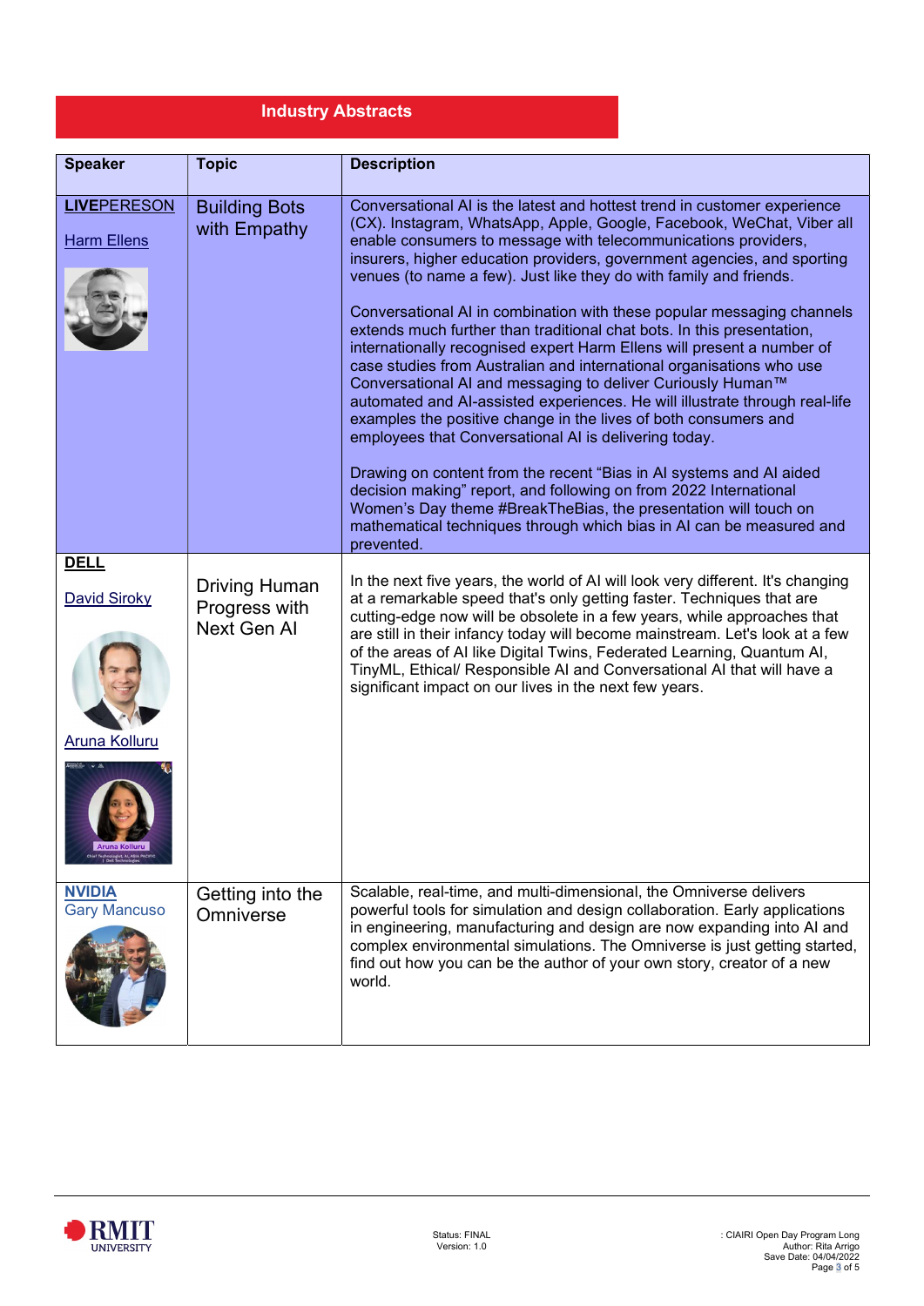## Industry Abstracts

| Speaker | Topic | Description |
|---|---|---|
| **LIVE**PERESON<br><br>Harm Ellens | Building Bots with Empathy | Conversational AI is the latest and hottest trend in customer experience (CX). Instagram, WhatsApp, Apple, Google, Facebook, WeChat, Viber all enable consumers to message with telecommunications providers, insurers, higher education providers, government agencies, and sporting venues (to name a few). Just like they do with family and friends.<br><br>Conversational AI in combination with these popular messaging channels extends much further than traditional chat bots. In this presentation, internationally recognised expert Harm Ellens will present a number of case studies from Australian and international organisations who use Conversational AI and messaging to deliver Curiously Human™ automated and AI-assisted experiences. He will illustrate through real-life examples the positive change in the lives of both consumers and employees that Conversational AI is delivering today.<br><br>Drawing on content from the recent "Bias in AI systems and AI aided decision making" report, and following on from 2022 International Women's Day theme #BreakTheBias, the presentation will touch on mathematical techniques through which bias in AI can be measured and prevented. |
| **DELL**<br><br>David Siroky<br><br>Aruna Kolluru | Driving Human Progress with Next Gen AI | In the next five years, the world of AI will look very different. It's changing at a remarkable speed that's only getting faster. Techniques that are cutting-edge now will be obsolete in a few years, while approaches that are still in their infancy today will become mainstream. Let's look at a few of the areas of AI like Digital Twins, Federated Learning, Quantum AI, TinyML, Ethical/ Responsible AI and Conversational AI that will have a significant impact on our lives in the next few years. |
| **NVIDIA**<br>Gary Mancuso | Getting into the Omniverse | Scalable, real-time, and multi-dimensional, the Omniverse delivers powerful tools for simulation and design collaboration. Early applications in engineering, manufacturing and design are now expanding into AI and complex environmental simulations. The Omniverse is just getting started, find out how you can be the author of your own story, creator of a new world. |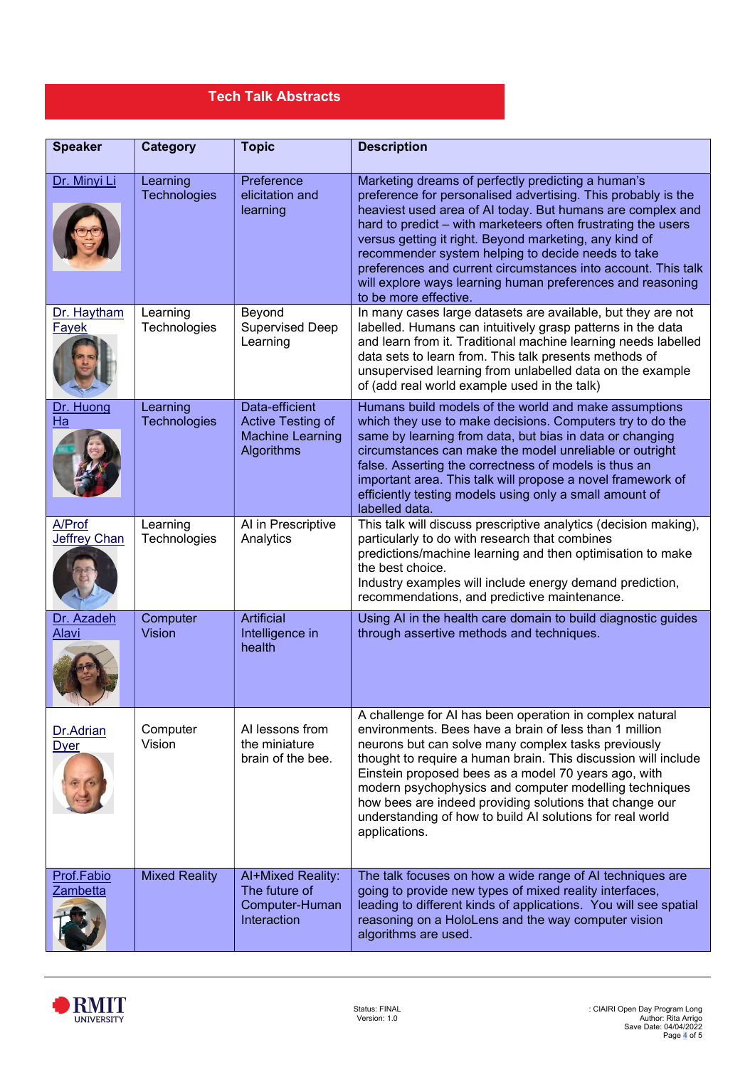## Tech Talk Abstracts

| Speaker | Category | Topic | Description |
| --- | --- | --- | --- |
| Dr. Minyi Li | Learning Technologies | Preference elicitation and learning | Marketing dreams of perfectly predicting a human's preference for personalised advertising. This probably is the heaviest used area of AI today. But humans are complex and hard to predict – with marketeers often frustrating the users versus getting it right. Beyond marketing, any kind of recommender system helping to decide needs to take preferences and current circumstances into account. This talk will explore ways learning human preferences and reasoning to be more effective. |
| Dr. Haytham Fayek | Learning Technologies | Beyond Supervised Deep Learning | In many cases large datasets are available, but they are not labelled. Humans can intuitively grasp patterns in the data and learn from it. Traditional machine learning needs labelled data sets to learn from. This talk presents methods of unsupervised learning from unlabelled data on the example of (add real world example used in the talk) |
| Dr. Huong Ha | Learning Technologies | Data-efficient Active Testing of Machine Learning Algorithms | Humans build models of the world and make assumptions which they use to make decisions. Computers try to do the same by learning from data, but bias in data or changing circumstances can make the model unreliable or outright false. Asserting the correctness of models is thus an important area. This talk will propose a novel framework of efficiently testing models using only a small amount of labelled data. |
| A/Prof Jeffrey Chan | Learning Technologies | AI in Prescriptive Analytics | This talk will discuss prescriptive analytics (decision making), particularly to do with research that combines predictions/machine learning and then optimisation to make the best choice.<br>Industry examples will include energy demand prediction, recommendations, and predictive maintenance. |
| Dr. Azadeh Alavi | Computer Vision | Artificial Intelligence in health | Using AI in the health care domain to build diagnostic guides through assertive methods and techniques. |
| Dr.Adrian Dyer | Computer Vision | AI lessons from the miniature brain of the bee. | A challenge for AI has been operation in complex natural environments. Bees have a brain of less than 1 million neurons but can solve many complex tasks previously thought to require a human brain. This discussion will include Einstein proposed bees as a model 70 years ago, with modern psychophysics and computer modelling techniques how bees are indeed providing solutions that change our understanding of how to build AI solutions for real world applications. |
| Prof.Fabio Zambetta | Mixed Reality | AI+Mixed Reality: The future of Computer-Human Interaction | The talk focuses on how a wide range of AI techniques are going to provide new types of mixed reality interfaces, leading to different kinds of applications. You will see spatial reasoning on a HoloLens and the way computer vision algorithms are used. |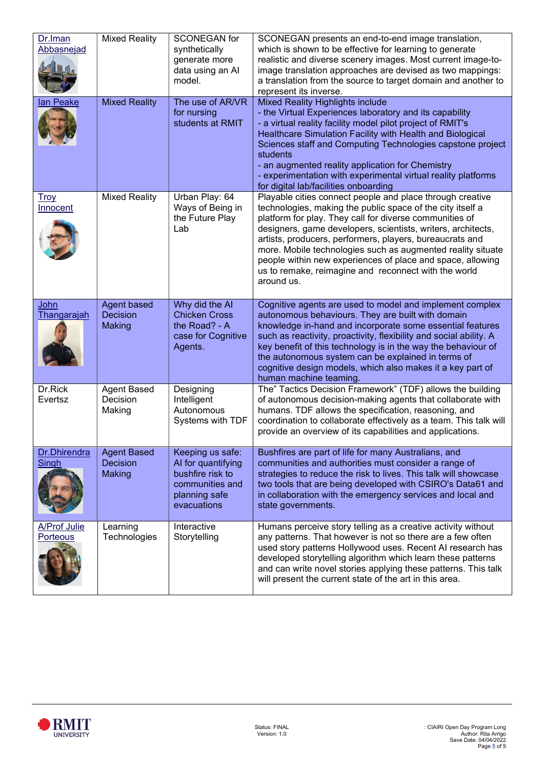| | | | |
|---|---|---|---|
| Dr.Iman Abbasnejad | Mixed Reality | SCONEGAN for synthetically generate more data using an AI model. | SCONEGAN presents an end-to-end image translation, which is shown to be effective for learning to generate realistic and diverse scenery images. Most current image-to-image translation approaches are devised as two mappings: a translation from the source to target domain and another to represent its inverse. |
| Ian Peake | Mixed Reality | The use of AR/VR for nursing students at RMIT | Mixed Reality Highlights include<br>- the Virtual Experiences laboratory and its capability<br>- a virtual reality facility model pilot project of RMIT's Healthcare Simulation Facility with Health and Biological Sciences staff and Computing Technologies capstone project students<br>- an augmented reality application for Chemistry<br>- experimentation with experimental virtual reality platforms for digital lab/facilities onboarding |
| Troy Innocent | Mixed Reality | Urban Play: 64 Ways of Being in the Future Play Lab | Playable cities connect people and place through creative technologies, making the public space of the city itself a platform for play. They call for diverse communities of designers, game developers, scientists, writers, architects, artists, producers, performers, players, bureaucrats and more. Mobile technologies such as augmented reality situate people within new experiences of place and space, allowing us to remake, reimagine and reconnect with the world around us. |
| John Thangarajah | Agent based Decision Making | Why did the AI Chicken Cross the Road? - A case for Cognitive Agents. | Cognitive agents are used to model and implement complex autonomous behaviours. They are built with domain knowledge in-hand and incorporate some essential features such as reactivity, proactivity, flexibility and social ability. A key benefit of this technology is in the way the behaviour of the autonomous system can be explained in terms of cognitive design models, which also makes it a key part of human machine teaming. |
| Dr.Rick Evertsz | Agent Based Decision Making | Designing Intelligent Autonomous Systems with TDF | The" Tactics Decision Framework" (TDF) allows the building of autonomous decision-making agents that collaborate with humans. TDF allows the specification, reasoning, and coordination to collaborate effectively as a team. This talk will provide an overview of its capabilities and applications. |
| Dr.Dhirendra Singh | Agent Based Decision Making | Keeping us safe: AI for quantifying bushfire risk to communities and planning safe evacuations | Bushfires are part of life for many Australians, and communities and authorities must consider a range of strategies to reduce the risk to lives. This talk will showcase two tools that are being developed with CSIRO's Data61 and in collaboration with the emergency services and local and state governments. |
| A/Prof Julie Porteous | Learning Technologies | Interactive Storytelling | Humans perceive story telling as a creative activity without any patterns. That however is not so there are a few often used story patterns Hollywood uses. Recent AI research has developed storytelling algorithm which learn these patterns and can write novel stories applying these patterns. This talk will present the current state of the art in this area. |